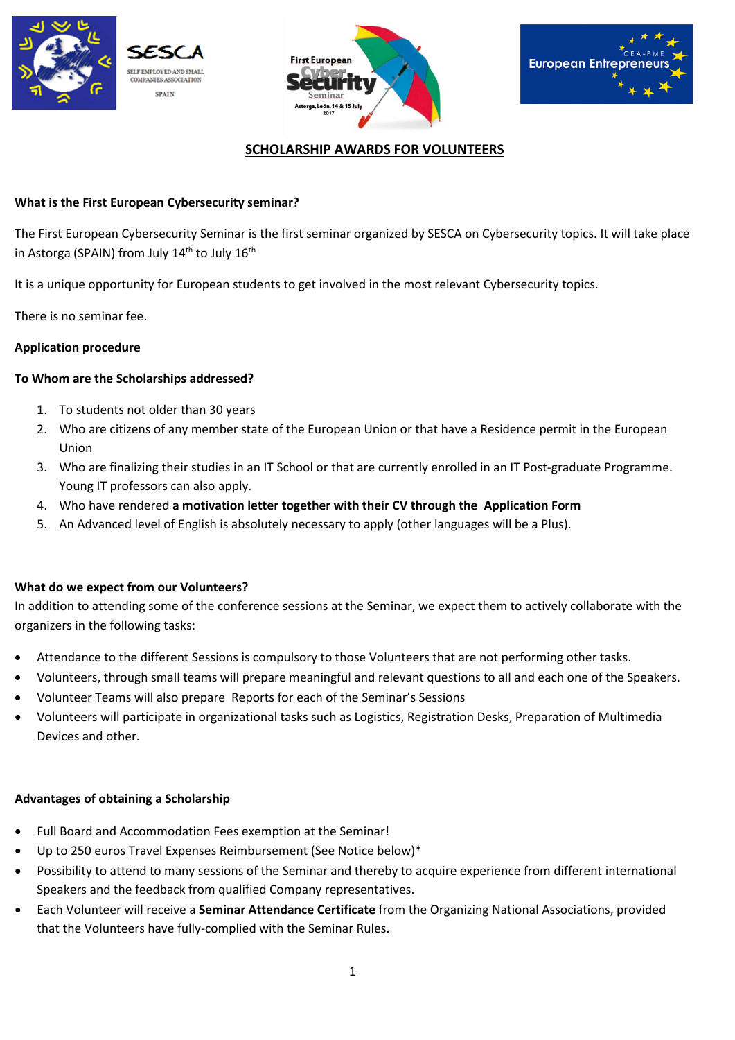# SCHOLARSHIP AWARDS FOR VOLUNTEERS

**What is the First European Cybersecurity seminar?**

The First European Cybersecurity Seminar is the first seminar organized by SESCA on Cybersecurity topics. It will take place in Astorga (SPAIN) from July 14th to July 16th

It is a unique opportunity for European students to get involved in the most relevant Cybersecurity topics.

There is no seminar fee.

**Application procedure**

**To Whom are the Scholarships addressed?**

1. To students not older than 30 years
2. Who are citizens of any member state of the European Union or that have a Residence permit in the European Union
3. Who are finalizing their studies in an IT School or that are currently enrolled in an IT Post-graduate Programme. Young IT professors can also apply.
4. Who have rendered **a motivation letter together with their CV through the Application Form**
5. An Advanced level of English is absolutely necessary to apply (other languages will be a Plus).

**What do we expect from our Volunteers?**

In addition to attending some of the conference sessions at the Seminar, we expect them to actively collaborate with the organizers in the following tasks:

- Attendance to the different Sessions is compulsory to those Volunteers that are not performing other tasks.
- Volunteers, through small teams will prepare meaningful and relevant questions to all and each one of the Speakers.
- Volunteer Teams will also prepare Reports for each of the Seminar's Sessions
- Volunteers will participate in organizational tasks such as Logistics, Registration Desks, Preparation of Multimedia Devices and other.

**Advantages of obtaining a Scholarship**

- Full Board and Accommodation Fees exemption at the Seminar!
- Up to 250 euros Travel Expenses Reimbursement (See Notice below)*
- Possibility to attend to many sessions of the Seminar and thereby to acquire experience from different international Speakers and the feedback from qualified Company representatives.
- Each Volunteer will receive a **Seminar Attendance Certificate** from the Organizing National Associations, provided that the Volunteers have fully-complied with the Seminar Rules.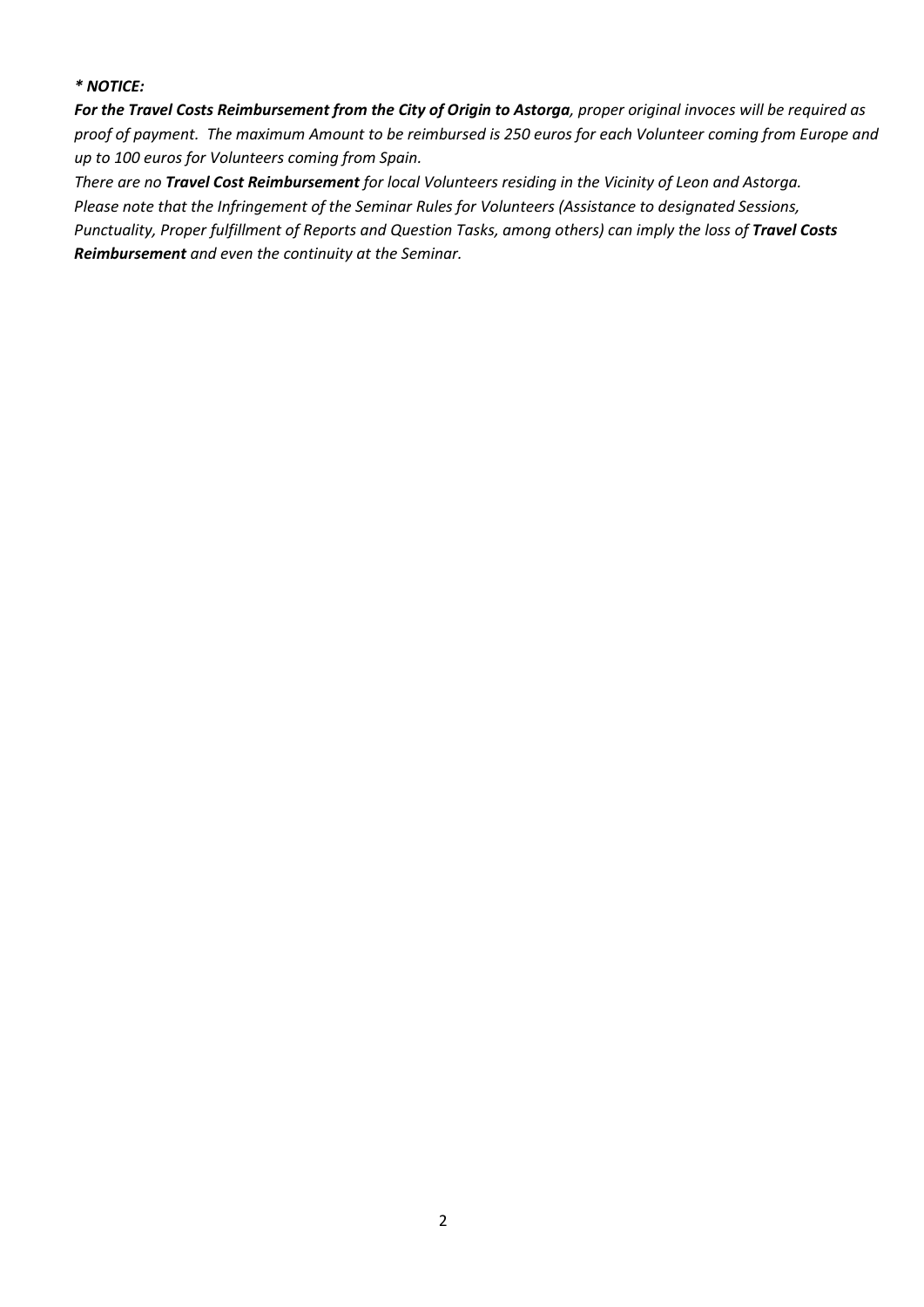***\* NOTICE:***

***For the Travel Costs Reimbursement from the City of Origin to Astorga**, proper original invoces will be required as proof of payment. The maximum Amount to be reimbursed is 250 euros for each Volunteer coming from Europe and up to 100 euros for Volunteers coming from Spain.*

*There are no **Travel Cost Reimbursement** for local Volunteers residing in the Vicinity of Leon and Astorga.*

*Please note that the Infringement of the Seminar Rules for Volunteers (Assistance to designated Sessions, Punctuality, Proper fulfillment of Reports and Question Tasks, among others) can imply the loss of **Travel Costs Reimbursement** and even the continuity at the Seminar.*